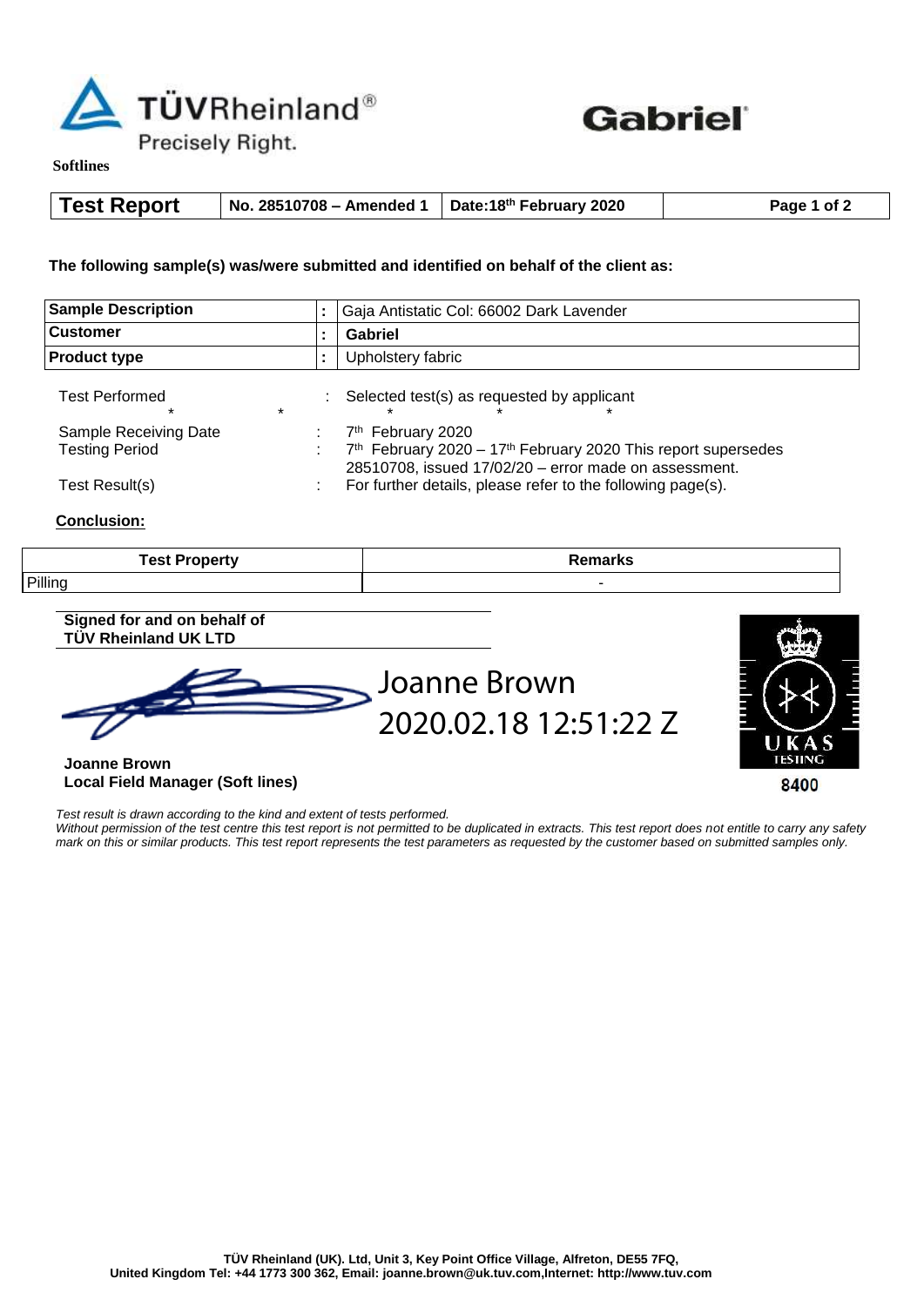TÜVRheinland®

Precisely Right.

Gabriel

**Softlines**

| **Test Report** | **No. 28510708 – Amended 1** | **Date:18th February 2020** | **Page 1 of 2** |
|---|---|---|---|

**The following sample(s) was/were submitted and identified on behalf of the client as:**

| **Sample Description** | **:** | Gaja Antistatic Col: 66002 Dark Lavender |
|---|---|---|
| **Customer** | **:** | **Gabriel** |
| **Product type** | **:** | Upholstery fabric |

Test Performed : Selected test(s) as requested by applicant

\* \* \* \* \*

Sample Receiving Date : 7th February 2020

Testing Period : 7th February 2020 – 17th February 2020 This report supersedes 28510708, issued 17/02/20 – error made on assessment.

Test Result(s) : For further details, please refer to the following page(s).

**Conclusion:**

| Test Property | Remarks |
|---|---|
| Pilling | - |

**Signed for and on behalf of**
**TÜV Rheinland UK LTD**

Joanne Brown
2020.02.18 12:51:22 Z

**Joanne Brown**
**Local Field Manager (Soft lines)**

UKAS TESTING 8400

*Test result is drawn according to the kind and extent of tests performed.*
*Without permission of the test centre this test report is not permitted to be duplicated in extracts. This test report does not entitle to carry any safety mark on this or similar products. This test report represents the test parameters as requested by the customer based on submitted samples only.*

**TÜV Rheinland (UK). Ltd, Unit 3, Key Point Office Village, Alfreton, DE55 7FQ, United Kingdom Tel: +44 1773 300 362, Email: joanne.brown@uk.tuv.com,Internet: http://www.tuv.com**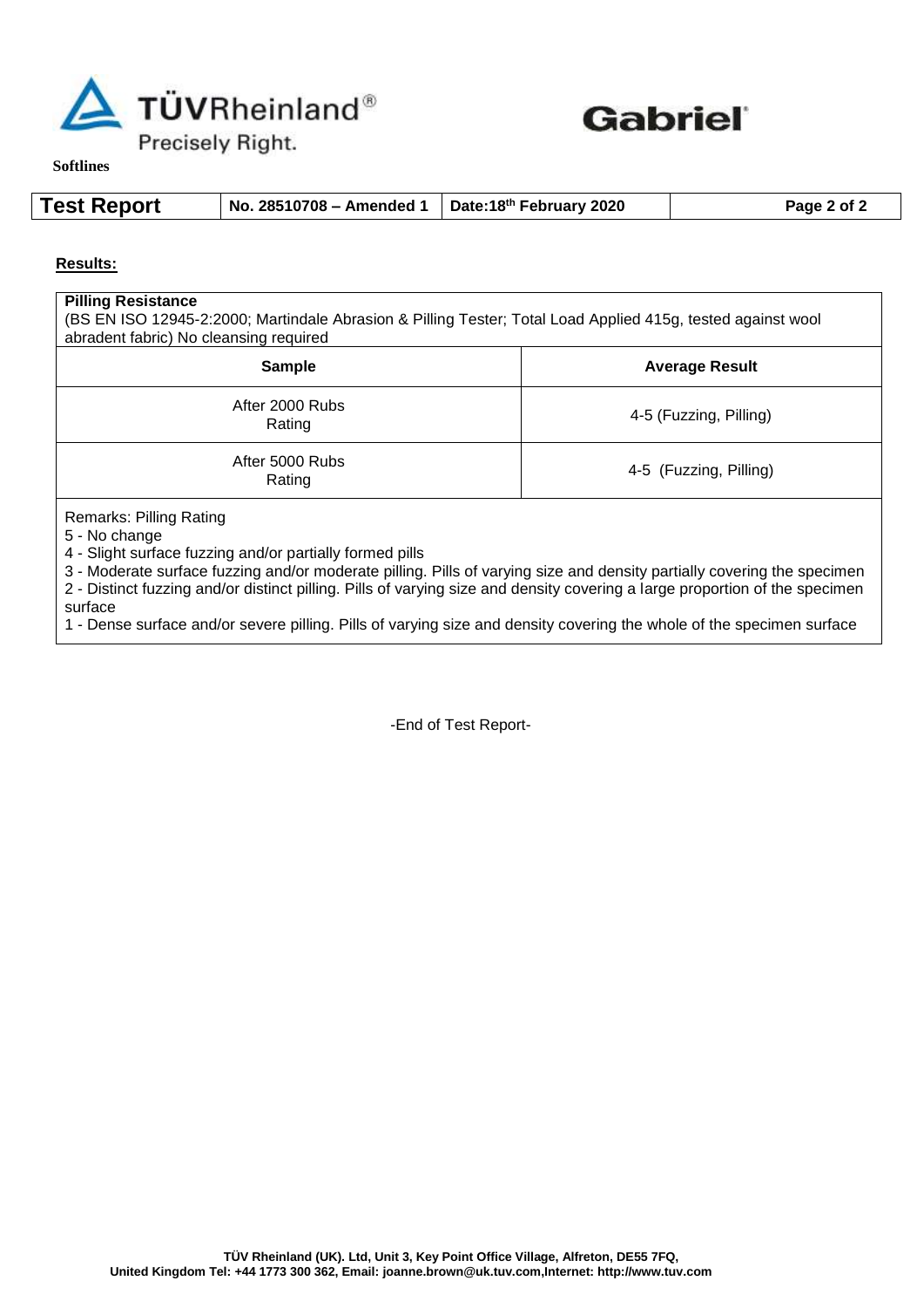Softlines

| Test Report | No. 28510708 – Amended 1 | Date:18th February 2020 | |
|---|---|---|---|

**Results:**

**Pilling Resistance**
(BS EN ISO 12945-2:2000; Martindale Abrasion & Pilling Tester; Total Load Applied 415g, tested against wool abradent fabric) No cleansing required

| Sample | Average Result |
|---|---|
| After 2000 Rubs Rating | 4-5 (Fuzzing, Pilling) |
| After 5000 Rubs Rating | 4-5 (Fuzzing, Pilling) |

Remarks: Pilling Rating
5 - No change
4 - Slight surface fuzzing and/or partially formed pills
3 - Moderate surface fuzzing and/or moderate pilling. Pills of varying size and density partially covering the specimen
2 - Distinct fuzzing and/or distinct pilling. Pills of varying size and density covering a large proportion of the specimen surface
1 - Dense surface and/or severe pilling. Pills of varying size and density covering the whole of the specimen surface

-End of Test Report-

TÜV Rheinland (UK). Ltd, Unit 3, Key Point Office Village, Alfreton, DE55 7FQ,
United Kingdom Tel: +44 1773 300 362, Email: joanne.brown@uk.tuv.com,Internet: http://www.tuv.com